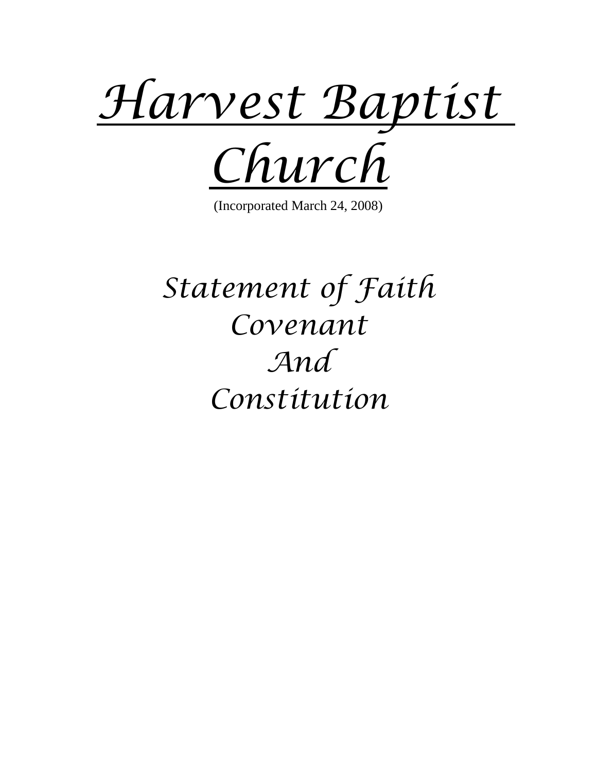# *Harvest Baptist Church*

(Incorporated March 24, 2008)

## *Statement of Faith*
## *Covenant*
## *And*
## *Constitution*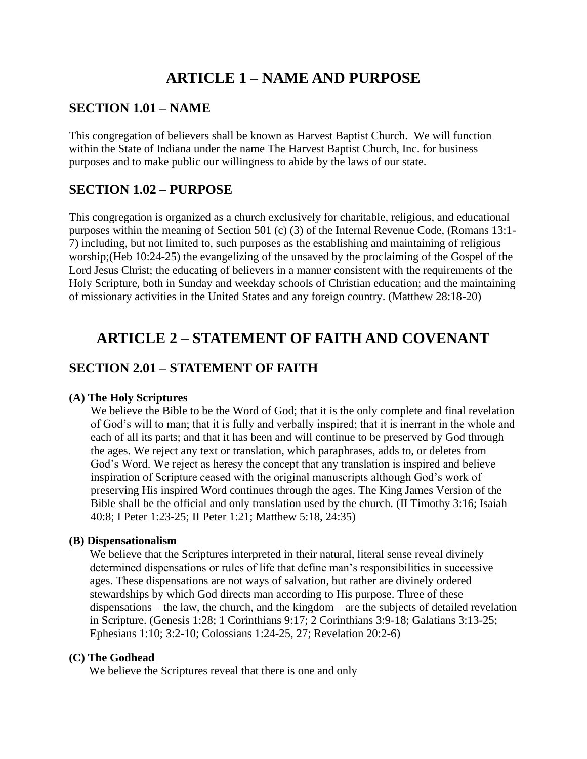# ARTICLE 1 – NAME AND PURPOSE

## SECTION 1.01 – NAME

This congregation of believers shall be known as Harvest Baptist Church. We will function within the State of Indiana under the name The Harvest Baptist Church, Inc. for business purposes and to make public our willingness to abide by the laws of our state.

## SECTION 1.02 – PURPOSE

This congregation is organized as a church exclusively for charitable, religious, and educational purposes within the meaning of Section 501 (c) (3) of the Internal Revenue Code, (Romans 13:1-7) including, but not limited to, such purposes as the establishing and maintaining of religious worship;(Heb 10:24-25) the evangelizing of the unsaved by the proclaiming of the Gospel of the Lord Jesus Christ; the educating of believers in a manner consistent with the requirements of the Holy Scripture, both in Sunday and weekday schools of Christian education; and the maintaining of missionary activities in the United States and any foreign country. (Matthew 28:18-20)

# ARTICLE 2 – STATEMENT OF FAITH AND COVENANT

## SECTION 2.01 – STATEMENT OF FAITH

**(A) The Holy Scriptures**

We believe the Bible to be the Word of God; that it is the only complete and final revelation of God's will to man; that it is fully and verbally inspired; that it is inerrant in the whole and each of all its parts; and that it has been and will continue to be preserved by God through the ages. We reject any text or translation, which paraphrases, adds to, or deletes from God's Word. We reject as heresy the concept that any translation is inspired and believe inspiration of Scripture ceased with the original manuscripts although God's work of preserving His inspired Word continues through the ages. The King James Version of the Bible shall be the official and only translation used by the church. (II Timothy 3:16; Isaiah 40:8; I Peter 1:23-25; II Peter 1:21; Matthew 5:18, 24:35)

**(B) Dispensationalism**

We believe that the Scriptures interpreted in their natural, literal sense reveal divinely determined dispensations or rules of life that define man's responsibilities in successive ages. These dispensations are not ways of salvation, but rather are divinely ordered stewardships by which God directs man according to His purpose. Three of these dispensations – the law, the church, and the kingdom – are the subjects of detailed revelation in Scripture. (Genesis 1:28; 1 Corinthians 9:17; 2 Corinthians 3:9-18; Galatians 3:13-25; Ephesians 1:10; 3:2-10; Colossians 1:24-25, 27; Revelation 20:2-6)

**(C) The Godhead**

We believe the Scriptures reveal that there is one and only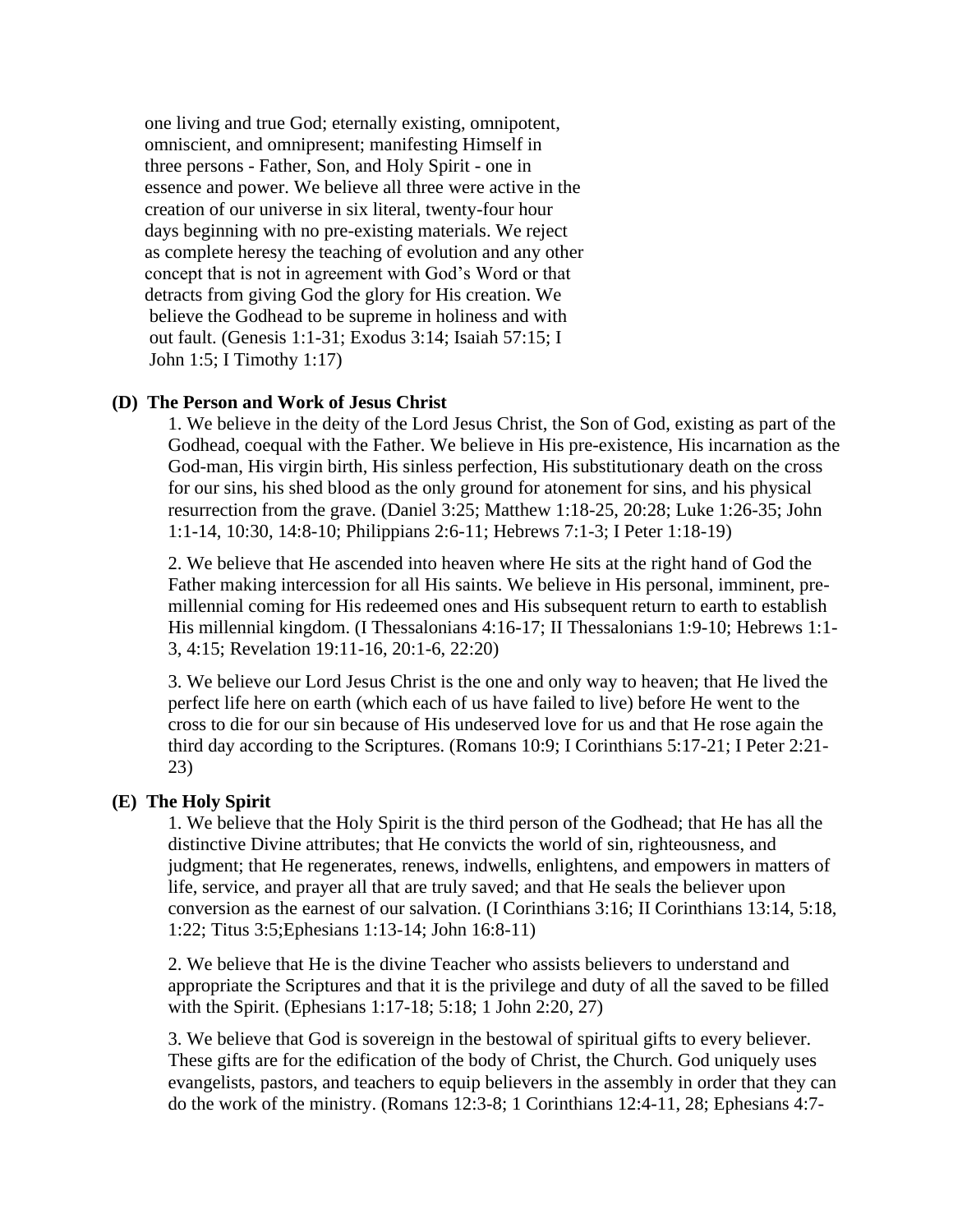one living and true God; eternally existing, omnipotent, omniscient, and omnipresent; manifesting Himself in three persons - Father, Son, and Holy Spirit - one in essence and power. We believe all three were active in the creation of our universe in six literal, twenty-four hour days beginning with no pre-existing materials. We reject as complete heresy the teaching of evolution and any other concept that is not in agreement with God's Word or that detracts from giving God the glory for His creation. We believe the Godhead to be supreme in holiness and with out fault. (Genesis 1:1-31; Exodus 3:14; Isaiah 57:15; I John 1:5; I Timothy 1:17)

**(D) The Person and Work of Jesus Christ**

1. We believe in the deity of the Lord Jesus Christ, the Son of God, existing as part of the Godhead, coequal with the Father. We believe in His pre-existence, His incarnation as the God-man, His virgin birth, His sinless perfection, His substitutionary death on the cross for our sins, his shed blood as the only ground for atonement for sins, and his physical resurrection from the grave. (Daniel 3:25; Matthew 1:18-25, 20:28; Luke 1:26-35; John 1:1-14, 10:30, 14:8-10; Philippians 2:6-11; Hebrews 7:1-3; I Peter 1:18-19)

2. We believe that He ascended into heaven where He sits at the right hand of God the Father making intercession for all His saints. We believe in His personal, imminent, pre-millennial coming for His redeemed ones and His subsequent return to earth to establish His millennial kingdom. (I Thessalonians 4:16-17; II Thessalonians 1:9-10; Hebrews 1:1-3, 4:15; Revelation 19:11-16, 20:1-6, 22:20)

3. We believe our Lord Jesus Christ is the one and only way to heaven; that He lived the perfect life here on earth (which each of us have failed to live) before He went to the cross to die for our sin because of His undeserved love for us and that He rose again the third day according to the Scriptures. (Romans 10:9; I Corinthians 5:17-21; I Peter 2:21-23)

**(E) The Holy Spirit**

1. We believe that the Holy Spirit is the third person of the Godhead; that He has all the distinctive Divine attributes; that He convicts the world of sin, righteousness, and judgment; that He regenerates, renews, indwells, enlightens, and empowers in matters of life, service, and prayer all that are truly saved; and that He seals the believer upon conversion as the earnest of our salvation. (I Corinthians 3:16; II Corinthians 13:14, 5:18, 1:22; Titus 3:5;Ephesians 1:13-14; John 16:8-11)

2. We believe that He is the divine Teacher who assists believers to understand and appropriate the Scriptures and that it is the privilege and duty of all the saved to be filled with the Spirit. (Ephesians 1:17-18; 5:18; 1 John 2:20, 27)

3. We believe that God is sovereign in the bestowal of spiritual gifts to every believer. These gifts are for the edification of the body of Christ, the Church. God uniquely uses evangelists, pastors, and teachers to equip believers in the assembly in order that they can do the work of the ministry. (Romans 12:3-8; 1 Corinthians 12:4-11, 28; Ephesians 4:7-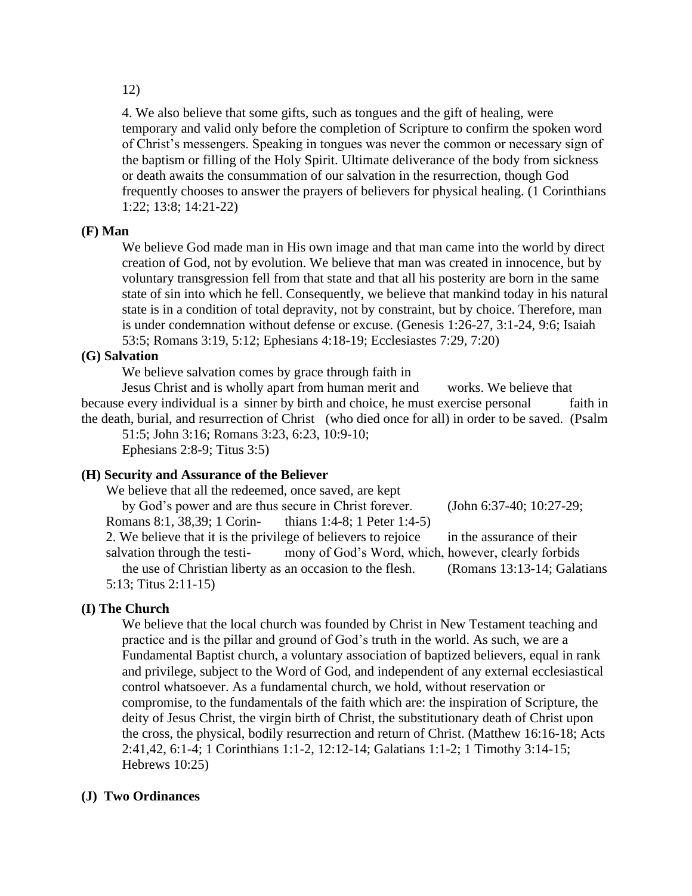12)

4. We also believe that some gifts, such as tongues and the gift of healing, were temporary and valid only before the completion of Scripture to confirm the spoken word of Christ's messengers. Speaking in tongues was never the common or necessary sign of the baptism or filling of the Holy Spirit. Ultimate deliverance of the body from sickness or death awaits the consummation of our salvation in the resurrection, though God frequently chooses to answer the prayers of believers for physical healing. (1 Corinthians 1:22; 13:8; 14:21-22)

**(F) Man**

We believe God made man in His own image and that man came into the world by direct creation of God, not by evolution. We believe that man was created in innocence, but by voluntary transgression fell from that state and that all his posterity are born in the same state of sin into which he fell. Consequently, we believe that mankind today in his natural state is in a condition of total depravity, not by constraint, but by choice. Therefore, man is under condemnation without defense or excuse. (Genesis 1:26-27, 3:1-24, 9:6; Isaiah 53:5; Romans 3:19, 5:12; Ephesians 4:18-19; Ecclesiastes 7:29, 7:20)

**(G) Salvation**

We believe salvation comes by grace through faith in Jesus Christ and is wholly apart from human merit and works. We believe that because every individual is a sinner by birth and choice, he must exercise personal faith in the death, burial, and resurrection of Christ (who died once for all) in order to be saved. (Psalm 51:5; John 3:16; Romans 3:23, 6:23, 10:9-10; Ephesians 2:8-9; Titus 3:5)

**(H) Security and Assurance of the Believer**

We believe that all the redeemed, once saved, are kept by God's power and are thus secure in Christ forever. (John 6:37-40; 10:27-29; Romans 8:1, 38,39; 1 Corinthians 1:4-8; 1 Peter 1:4-5)

2. We believe that it is the privilege of believers to rejoice in the assurance of their salvation through the testimony of God's Word, which, however, clearly forbids the use of Christian liberty as an occasion to the flesh. (Romans 13:13-14; Galatians 5:13; Titus 2:11-15)

**(I) The Church**

We believe that the local church was founded by Christ in New Testament teaching and practice and is the pillar and ground of God's truth in the world. As such, we are a Fundamental Baptist church, a voluntary association of baptized believers, equal in rank and privilege, subject to the Word of God, and independent of any external ecclesiastical control whatsoever. As a fundamental church, we hold, without reservation or compromise, to the fundamentals of the faith which are: the inspiration of Scripture, the deity of Jesus Christ, the virgin birth of Christ, the substitutionary death of Christ upon the cross, the physical, bodily resurrection and return of Christ. (Matthew 16:16-18; Acts 2:41,42, 6:1-4; 1 Corinthians 1:1-2, 12:12-14; Galatians 1:1-2; 1 Timothy 3:14-15; Hebrews 10:25)

**(J) Two Ordinances**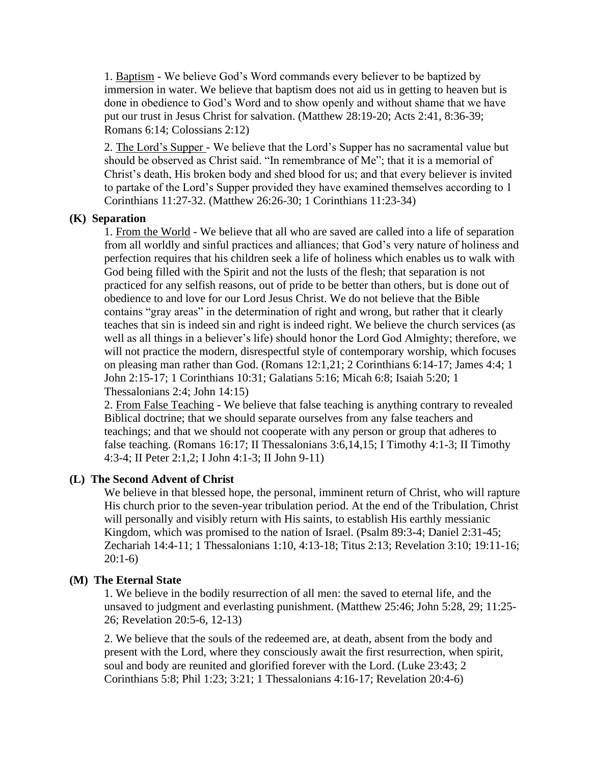1. Baptism - We believe God's Word commands every believer to be baptized by immersion in water. We believe that baptism does not aid us in getting to heaven but is done in obedience to God's Word and to show openly and without shame that we have put our trust in Jesus Christ for salvation. (Matthew 28:19-20; Acts 2:41, 8:36-39; Romans 6:14; Colossians 2:12)

2. The Lord's Supper - We believe that the Lord's Supper has no sacramental value but should be observed as Christ said. "In remembrance of Me"; that it is a memorial of Christ's death, His broken body and shed blood for us; and that every believer is invited to partake of the Lord's Supper provided they have examined themselves according to 1 Corinthians 11:27-32. (Matthew 26:26-30; 1 Corinthians 11:23-34)

### (K) Separation

1. From the World - We believe that all who are saved are called into a life of separation from all worldly and sinful practices and alliances; that God's very nature of holiness and perfection requires that his children seek a life of holiness which enables us to walk with God being filled with the Spirit and not the lusts of the flesh; that separation is not practiced for any selfish reasons, out of pride to be better than others, but is done out of obedience to and love for our Lord Jesus Christ. We do not believe that the Bible contains "gray areas" in the determination of right and wrong, but rather that it clearly teaches that sin is indeed sin and right is indeed right. We believe the church services (as well as all things in a believer's life) should honor the Lord God Almighty; therefore, we will not practice the modern, disrespectful style of contemporary worship, which focuses on pleasing man rather than God. (Romans 12:1,21; 2 Corinthians 6:14-17; James 4:4; 1 John 2:15-17; 1 Corinthians 10:31; Galatians 5:16; Micah 6:8; Isaiah 5:20; 1 Thessalonians 2:4; John 14:15)

2. From False Teaching - We believe that false teaching is anything contrary to revealed Biblical doctrine; that we should separate ourselves from any false teachers and teachings; and that we should not cooperate with any person or group that adheres to false teaching. (Romans 16:17; II Thessalonians 3:6,14,15; I Timothy 4:1-3; II Timothy 4:3-4; II Peter 2:1,2; I John 4:1-3; II John 9-11)

### (L) The Second Advent of Christ

We believe in that blessed hope, the personal, imminent return of Christ, who will rapture His church prior to the seven-year tribulation period. At the end of the Tribulation, Christ will personally and visibly return with His saints, to establish His earthly messianic Kingdom, which was promised to the nation of Israel. (Psalm 89:3-4; Daniel 2:31-45; Zechariah 14:4-11; 1 Thessalonians 1:10, 4:13-18; Titus 2:13; Revelation 3:10; 19:11-16; 20:1-6)

### (M) The Eternal State

1. We believe in the bodily resurrection of all men: the saved to eternal life, and the unsaved to judgment and everlasting punishment. (Matthew 25:46; John 5:28, 29; 11:25-26; Revelation 20:5-6, 12-13)

2. We believe that the souls of the redeemed are, at death, absent from the body and present with the Lord, where they consciously await the first resurrection, when spirit, soul and body are reunited and glorified forever with the Lord. (Luke 23:43; 2 Corinthians 5:8; Phil 1:23; 3:21; 1 Thessalonians 4:16-17; Revelation 20:4-6)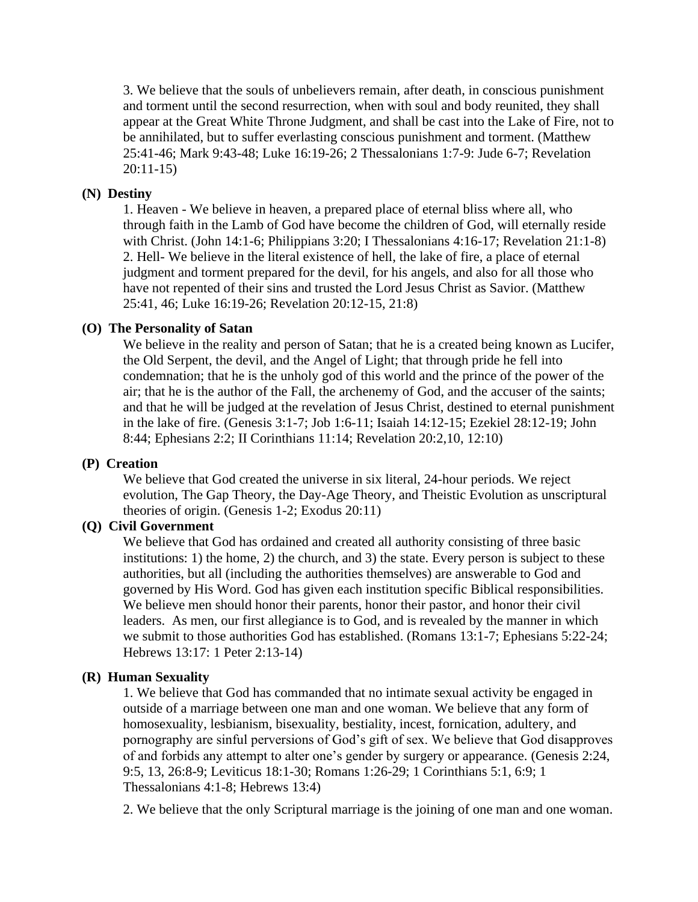3. We believe that the souls of unbelievers remain, after death, in conscious punishment and torment until the second resurrection, when with soul and body reunited, they shall appear at the Great White Throne Judgment, and shall be cast into the Lake of Fire, not to be annihilated, but to suffer everlasting conscious punishment and torment. (Matthew 25:41-46; Mark 9:43-48; Luke 16:19-26; 2 Thessalonians 1:7-9: Jude 6-7; Revelation 20:11-15)

**(N) Destiny**

1. Heaven - We believe in heaven, a prepared place of eternal bliss where all, who through faith in the Lamb of God have become the children of God, will eternally reside with Christ. (John 14:1-6; Philippians 3:20; I Thessalonians 4:16-17; Revelation 21:1-8)
2. Hell- We believe in the literal existence of hell, the lake of fire, a place of eternal judgment and torment prepared for the devil, for his angels, and also for all those who have not repented of their sins and trusted the Lord Jesus Christ as Savior. (Matthew 25:41, 46; Luke 16:19-26; Revelation 20:12-15, 21:8)

**(O) The Personality of Satan**

We believe in the reality and person of Satan; that he is a created being known as Lucifer, the Old Serpent, the devil, and the Angel of Light; that through pride he fell into condemnation; that he is the unholy god of this world and the prince of the power of the air; that he is the author of the Fall, the archenemy of God, and the accuser of the saints; and that he will be judged at the revelation of Jesus Christ, destined to eternal punishment in the lake of fire. (Genesis 3:1-7; Job 1:6-11; Isaiah 14:12-15; Ezekiel 28:12-19; John 8:44; Ephesians 2:2; II Corinthians 11:14; Revelation 20:2,10, 12:10)

**(P) Creation**

We believe that God created the universe in six literal, 24-hour periods. We reject evolution, The Gap Theory, the Day-Age Theory, and Theistic Evolution as unscriptural theories of origin. (Genesis 1-2; Exodus 20:11)

**(Q) Civil Government**

We believe that God has ordained and created all authority consisting of three basic institutions: 1) the home, 2) the church, and 3) the state. Every person is subject to these authorities, but all (including the authorities themselves) are answerable to God and governed by His Word. God has given each institution specific Biblical responsibilities. We believe men should honor their parents, honor their pastor, and honor their civil leaders. As men, our first allegiance is to God, and is revealed by the manner in which we submit to those authorities God has established. (Romans 13:1-7; Ephesians 5:22-24; Hebrews 13:17: 1 Peter 2:13-14)

**(R) Human Sexuality**

1. We believe that God has commanded that no intimate sexual activity be engaged in outside of a marriage between one man and one woman. We believe that any form of homosexuality, lesbianism, bisexuality, bestiality, incest, fornication, adultery, and pornography are sinful perversions of God's gift of sex. We believe that God disapproves of and forbids any attempt to alter one's gender by surgery or appearance. (Genesis 2:24, 9:5, 13, 26:8-9; Leviticus 18:1-30; Romans 1:26-29; 1 Corinthians 5:1, 6:9; 1 Thessalonians 4:1-8; Hebrews 13:4)

2. We believe that the only Scriptural marriage is the joining of one man and one woman.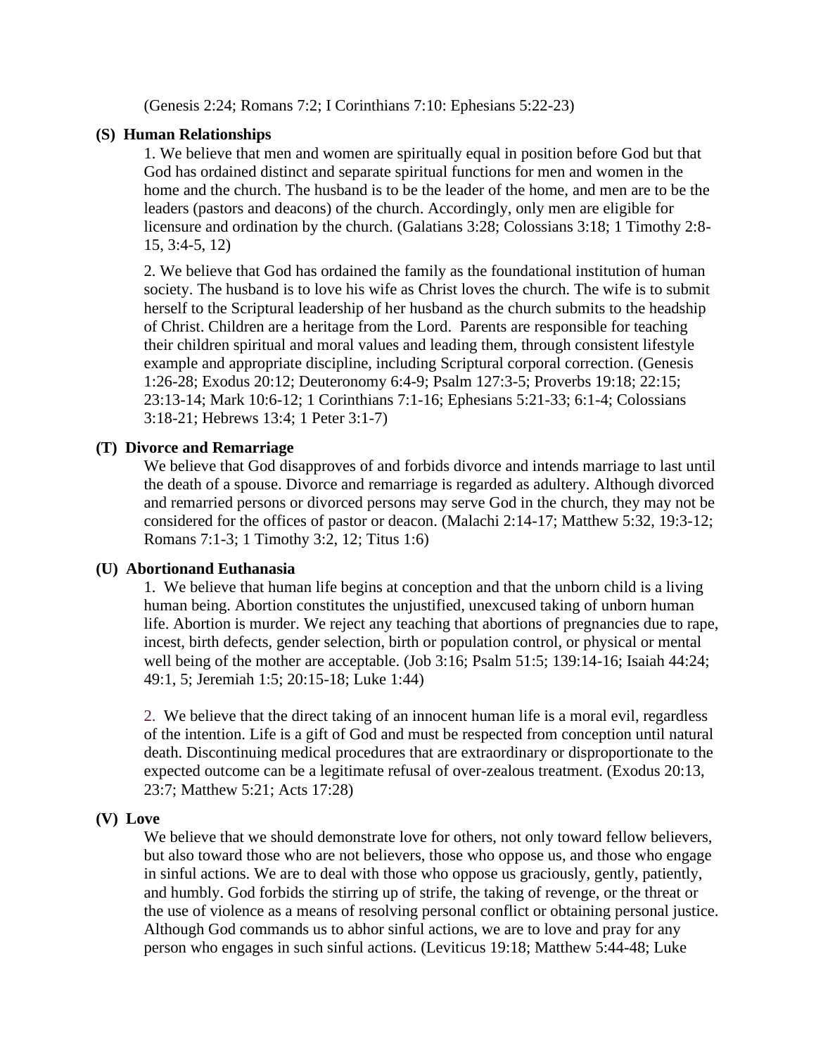(Genesis 2:24; Romans 7:2; I Corinthians 7:10: Ephesians 5:22-23)

**(S) Human Relationships**

1. We believe that men and women are spiritually equal in position before God but that God has ordained distinct and separate spiritual functions for men and women in the home and the church. The husband is to be the leader of the home, and men are to be the leaders (pastors and deacons) of the church. Accordingly, only men are eligible for licensure and ordination by the church. (Galatians 3:28; Colossians 3:18; 1 Timothy 2:8-15, 3:4-5, 12)

2. We believe that God has ordained the family as the foundational institution of human society. The husband is to love his wife as Christ loves the church. The wife is to submit herself to the Scriptural leadership of her husband as the church submits to the headship of Christ. Children are a heritage from the Lord. Parents are responsible for teaching their children spiritual and moral values and leading them, through consistent lifestyle example and appropriate discipline, including Scriptural corporal correction. (Genesis 1:26-28; Exodus 20:12; Deuteronomy 6:4-9; Psalm 127:3-5; Proverbs 19:18; 22:15; 23:13-14; Mark 10:6-12; 1 Corinthians 7:1-16; Ephesians 5:21-33; 6:1-4; Colossians 3:18-21; Hebrews 13:4; 1 Peter 3:1-7)

**(T) Divorce and Remarriage**

We believe that God disapproves of and forbids divorce and intends marriage to last until the death of a spouse. Divorce and remarriage is regarded as adultery. Although divorced and remarried persons or divorced persons may serve God in the church, they may not be considered for the offices of pastor or deacon. (Malachi 2:14-17; Matthew 5:32, 19:3-12; Romans 7:1-3; 1 Timothy 3:2, 12; Titus 1:6)

**(U) Abortionand Euthanasia**

1. We believe that human life begins at conception and that the unborn child is a living human being. Abortion constitutes the unjustified, unexcused taking of unborn human life. Abortion is murder. We reject any teaching that abortions of pregnancies due to rape, incest, birth defects, gender selection, birth or population control, or physical or mental well being of the mother are acceptable. (Job 3:16; Psalm 51:5; 139:14-16; Isaiah 44:24; 49:1, 5; Jeremiah 1:5; 20:15-18; Luke 1:44)

2. We believe that the direct taking of an innocent human life is a moral evil, regardless of the intention. Life is a gift of God and must be respected from conception until natural death. Discontinuing medical procedures that are extraordinary or disproportionate to the expected outcome can be a legitimate refusal of over-zealous treatment. (Exodus 20:13, 23:7; Matthew 5:21; Acts 17:28)

**(V) Love**

We believe that we should demonstrate love for others, not only toward fellow believers, but also toward those who are not believers, those who oppose us, and those who engage in sinful actions. We are to deal with those who oppose us graciously, gently, patiently, and humbly. God forbids the stirring up of strife, the taking of revenge, or the threat or the use of violence as a means of resolving personal conflict or obtaining personal justice. Although God commands us to abhor sinful actions, we are to love and pray for any person who engages in such sinful actions. (Leviticus 19:18; Matthew 5:44-48; Luke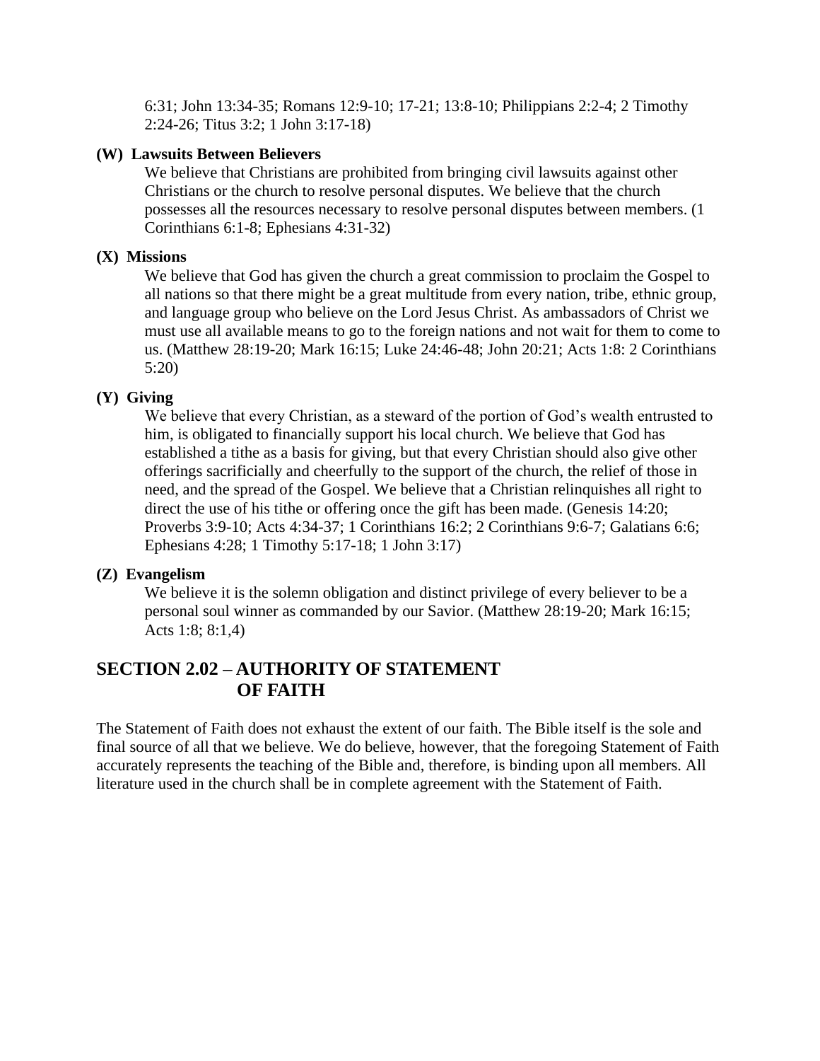6:31; John 13:34-35; Romans 12:9-10; 17-21; 13:8-10; Philippians 2:2-4; 2 Timothy 2:24-26; Titus 3:2; 1 John 3:17-18)

**(W) Lawsuits Between Believers**

We believe that Christians are prohibited from bringing civil lawsuits against other Christians or the church to resolve personal disputes. We believe that the church possesses all the resources necessary to resolve personal disputes between members. (1 Corinthians 6:1-8; Ephesians 4:31-32)

**(X) Missions**

We believe that God has given the church a great commission to proclaim the Gospel to all nations so that there might be a great multitude from every nation, tribe, ethnic group, and language group who believe on the Lord Jesus Christ. As ambassadors of Christ we must use all available means to go to the foreign nations and not wait for them to come to us. (Matthew 28:19-20; Mark 16:15; Luke 24:46-48; John 20:21; Acts 1:8: 2 Corinthians 5:20)

**(Y) Giving**

We believe that every Christian, as a steward of the portion of God's wealth entrusted to him, is obligated to financially support his local church. We believe that God has established a tithe as a basis for giving, but that every Christian should also give other offerings sacrificially and cheerfully to the support of the church, the relief of those in need, and the spread of the Gospel. We believe that a Christian relinquishes all right to direct the use of his tithe or offering once the gift has been made. (Genesis 14:20; Proverbs 3:9-10; Acts 4:34-37; 1 Corinthians 16:2; 2 Corinthians 9:6-7; Galatians 6:6; Ephesians 4:28; 1 Timothy 5:17-18; 1 John 3:17)

**(Z) Evangelism**

We believe it is the solemn obligation and distinct privilege of every believer to be a personal soul winner as commanded by our Savior. (Matthew 28:19-20; Mark 16:15; Acts 1:8; 8:1,4)

## SECTION 2.02 – AUTHORITY OF STATEMENT OF FAITH

The Statement of Faith does not exhaust the extent of our faith. The Bible itself is the sole and final source of all that we believe. We do believe, however, that the foregoing Statement of Faith accurately represents the teaching of the Bible and, therefore, is binding upon all members. All literature used in the church shall be in complete agreement with the Statement of Faith.